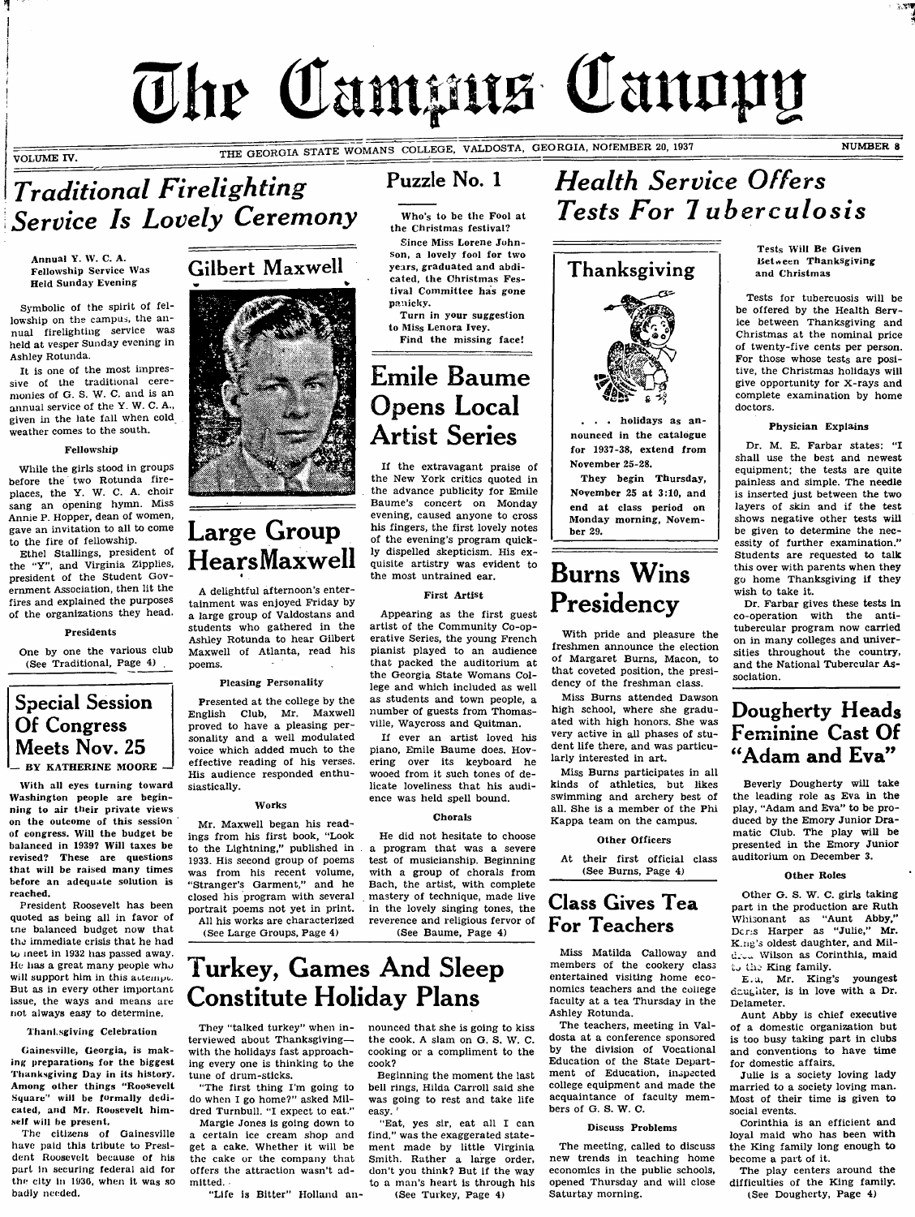# The Campus Canopy

VOLUME IV. — THE GEORGIA STATE WOMANS COLLEGE, VALDOSTA, GEORGIA, NOFEMBER 20, 1937 — NUMBER 8

## Traditional Firelighting Service Is Lovely Ceremony

**Annual Y. W. C. A. Fellowship Service Was Held Sunday Evening**

Symbolic of the spirit of fellowship on the campus, the annual firelighting service was held at vesper Sunday evening in Ashley Rotunda.

It is one of the most impressive of the traditional ceremonies of G. S. W. C. and is an annual service of the Y. W. C. A., given in the late fall when cold weather comes to the south.

### Fellowship

While the girls stood in groups before the two Rotunda fireplaces, the Y. W. C. A. choir sang an opening hymn. Miss Annie P. Hopper, dean of women, gave an invitation to all to come to the fire of fellowship.

Ethel Stallings, president of the "Y", and Virginia Zipplies, president of the Student Government Association, then lit the fires and explained the purposes of the organizations they head.

### Presidents

One by one the various club (See Traditional, Page 4)

## Special Session Of Congress Meets Nov. 25

**BY KATHERINE MOORE**

With all eyes turning toward Washington people are beginning to air their private views on the outcome of this session of congress. Will the budget be balanced in 1939? Will taxes be revised? These are questions that will be raised many times before an adequate solution is reached.

President Roosevelt has been quoted as being all in favor of the balanced budget now that the immediate crisis that he had to meet in 1932 has passed away. He has a great many people who will support him in this attempt. But as in every other important issue, the ways and means are not always easy to determine.

### Thanksgiving Celebration

Gainesville, Georgia, is making preparations for the biggest Thanksgiving Day in its history. Among other things "Roosevelt Square" will be formally dedicated, and Mr. Roosevelt himself will be present.

The citizens of Gainesville have paid this tribute to President Roosevelt because of his part in securing federal aid for the city in 1936, when it was so badly needed.

## Gilbert Maxwell

## Large Group Hears Maxwell

A delightful afternoon's entertainment was enjoyed Friday by a large group of Valdostans and students who gathered in the Ashley Rotunda to hear Gilbert Maxwell of Atlanta, read his poems.

### Pleasing Personality

Presented at the college by the English Club, Mr. Maxwell proved to have a pleasing personality and a well modulated voice which added much to the effective reading of his verses. His audience responded enthusiastically.

### Works

Mr. Maxwell began his readings from his first book, "Look to the Lightning," published in 1933. His second group of poems was from his recent volume, "Stranger's Garment," and he closed his program with several portrait poems not yet in print.

All his works are characterized (See Large Groups, Page 4)

## Puzzle No. 1

Who's to be the Fool at the Christmas festival?

Since Miss Lorene Johnson, a lovely fool for two years, graduated and abdicated, the Christmas Festival Committee has gone panicky.

Turn in your suggestion to Miss Lenora Ivey.

Find the missing face!

## Emile Baume Opens Local Artist Series

If the extravagant praise of the New York critics quoted in the advance publicity for Emile Baume's concert on Monday evening, caused anyone to cross his fingers, the first lovely notes of the evening's program quickly dispelled skepticism. His exquisite artistry was evident to the most untrained ear.

### First Artist

Appearing as the first guest artist of the Community Co-operative Series, the young French pianist played to an audience that packed the auditorium at the Georgia State Womans College and which included as well as students and town people, a number of guests from Thomasville, Waycross and Quitman.

If ever an artist loved his piano, Emile Baume does. Hovering over its keyboard he wooed from it such tones of delicate loveliness that his audience was held spell bound.

### Chorals

He did not hesitate to choose a program that was a severe test of musicianship. Beginning with a group of chorals from Bach, the artist, with complete mastery of technique, made live in the lovely singing tones, the reverence and religious fervor of (See Baume, Page 4)

## Turkey, Games And Sleep Constitute Holiday Plans

They "talked turkey" when interviewed about Thanksgiving—with the holidays fast approaching every one is thinking to the tune of drum-sticks.

"The first thing I'm going to do when I go home?" asked Mildred Turnbull. "I expect to eat."

Margie Jones is going down to a certain ice cream shop and get a cake. Whether it will be the cake or the company that offers the attraction wasn't admitted.

"Life is Bitter" Holland announced that she is going to kiss the cook. A slam on G. S. W. C. cooking or a compliment to the cook?

Beginning the moment the last bell rings, Hilda Carroll said she was going to rest and take life easy.

"Eat, yes sir, eat all I can find," was the exaggerated statement made by little Virginia Smith. Rather a large order, don't you think? But if the way to a man's heart is through his (See Turkey, Page 4)

## Health Service Offers Tests For Tuberculosis

**Tests Will Be Given Between Thanksgiving and Christmas**

Tests for tubercuosis will be be offered by the Health Service between Thanksgiving and Christmas at the nominal price of twenty-five cents per person. For those whose tests are positive, the Christmas holidays will give opportunity for X-rays and complete examination by home doctors.

### Physician Explains

Dr. M. E. Farbar states: "I shall use the best and newest equipment; the tests are quite painless and simple. The needle is inserted just between the two layers of skin and if the test shows negative other tests will be given to determine the necessity of further examination." Students are requested to talk this over with parents when they go home Thanksgiving if they wish to take it.

Dr. Farbar gives these tests in co-operation with the anti-tubercular program now carried on in many colleges and universities throughout the country, and the National Tubercular Association.

## Thanksgiving

. . . holidays as announced in the catalogue for 1937-38, extend from November 25-28.

They begin Thursday, November 25 at 3:10, and end at class period on Monday morning, November 29.

## Burns Wins Presidency

With pride and pleasure the freshmen announce the election of Margaret Burns, Macon, to that coveted position, the presidency of the freshman class.

Miss Burns attended Dawson high school, where she graduated with high honors. She was very active in all phases of student life there, and was particularly interested in art.

Miss Burns participates in all kinds of athletics, but likes swimming and archery best of all. She is a member of the Phi Kappa team on the campus.

### Other Officers

At their first official class (See Burns, Page 4)

## Class Gives Tea For Teachers

Miss Matilda Calloway and members of the cookery class entertained visiting home economics teachers and the college faculty at a tea Thursday in the Ashley Rotunda.

The teachers, meeting in Valdosta at a conference sponsored by the division of Vocational Education of the State Department of Education, inspected college equipment and made the acquaintance of faculty members of G. S. W. C.

### Discuss Problems

The meeting, called to discuss new trends in teaching home economics in the public schools, opened Thursday and will close Saturtay morning.

## Dougherty Heads Feminine Cast Of "Adam and Eva"

Beverly Dougherty will take the leading role as Eva in the play, "Adam and Eva" to be produced by the Emory Junior Dramatic Club. The play will be presented in the Emory Junior auditorium on December 3.

### Other Roles

Other G. S. W. C. girls taking part in the production are Ruth Whisonant as "Aunt Abby," Doris Harper as "Julie," Mr. King's oldest daughter, and Mildred Wilson as Corinthia, maid to the King family.

Eva, Mr. King's youngest daughter, is in love with a Dr. Delameter.

Aunt Abby is chief executive of a domestic organization but is too busy taking part in clubs and conventions to have time for domestic affairs.

Julie is a society loving lady married to a society loving man. Most of their time is given to social events.

Corinthia is an efficient and loyal maid who has been with the King family long enough to become a part of it.

The play centers around the difficulties of the King family. (See Dougherty, Page 4)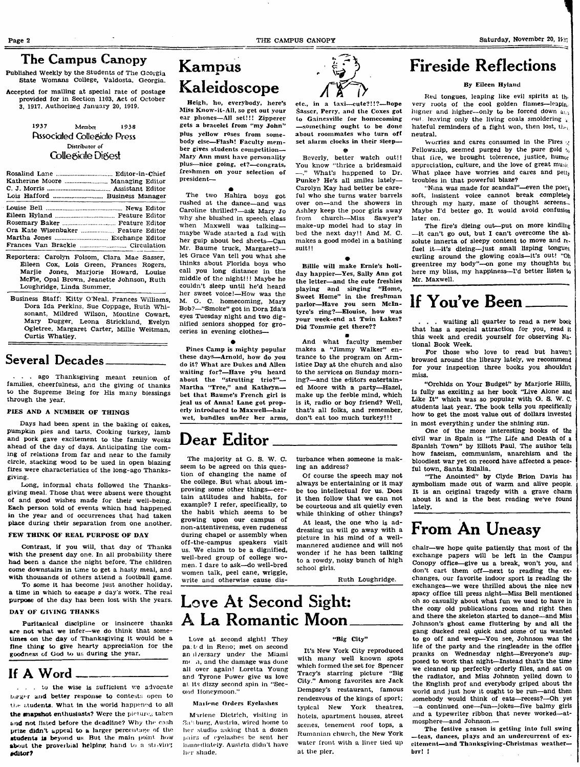# The Campus Canopy

Published Weekly by the Students of The Georgia State Womans College, Valdosta, Georgia.

Accepted for mailing at special rate of postage provided for in Section 1103, Act of October 3, 1917. Authorized January 20, 1919.

1937 Member 1938
Associated Collegiate Press
Distributor of
Collegiate Digest

Rosalind Lane ........ Editor-in-Chief
Katherine Moore ........ Managing Editor
C. J. Morris ........ Assistant Editor
Lois Hafford ........ Business Manager

Louise Bell ........ News Editor
Eileen Hyland ........ Feature Editor
Rosemary Baker ........ Feature Editor
Ora Kate Wisenbaker ........ Feature Editor
Martha Jones ........ Exchange Editor
Frances Van Brackle ........ Circulation

Reporters: Carolyn Folsom, Clara Mae Sasser, Eileen Cox, Lois Green, Frances Rogers, Marjie Jones, Marjorie Howard, Louise McFie, Opal Brown, Jeanette Johnson, Ruth Loughridge, Linda Summer.

Business Staff: Kitty O'Neal, Frances Williams, Dora Ida Perkins, Sue Coppage, Ruth Whisonant, Mildred Wilson, Montine Cowart, Mary Dugger, Leona Strickland, Evelyn Ogletree, Margaret Carter, Millie Weitman, Curtis Whatley.

## Several Decades

. . . ago Thanksgiving meant reunion of families, cheerfulness, and the giving of thanks to the Supreme Being for His many blessings through the year.

### PIES AND A NUMBER OF THINGS

Days had been spent in the baking of cakes, pumpkin pies and tarts. Cooking turkey, lamb and pork gave excitement to the family weeks ahead of the day of days. Anticipating the coming of relations from far and near to the family circle, stacking wood to be used in open blazing fires were characteristics of the long-ago Thanksgiving.

Long, informal chats followed the Thanksgiving meal. Those that were absent were thought of and good wishes made for their well-being. Each person told of events which had happened in the year and of occurrences that had taken place during their separation from one another.

### FEW THINK OF REAL PURPOSE OF DAY

Contrast, if you will, that day of Thanks with the present day one. In all probability there had been a dance the night before. The children come downstairs in time to get a hasty meal, and with thousands of others attend a football game.

To some it has become just another holiday, a time in which to escape a day's work. The real purpose of the day has been lost with the years.

### DAY OF GIVING THANKS

Puritanical discipline or insincere thanks are not what we infer—we do think that sometimes on the day of Thanksgiving it would be a fine thing to give hearty appreciation for the goodness of God to us during the year.

## If A Word

. . . to the wise is sufficient we advocate bigger and better response to contests open to the students. What in the world happened to all the snapshot enthusiasts? Were the pictures taken and not listed before the deadline? Why the cash prize didn't appeal to a larger percentage of the students is beyond us. But the main point how about the proverbial helping hand to a striving editor?

## Kampus Kaleidoscope

Heigh, ho, everybody, here's Miss Know-it-All, so get out your ear phones—All set!!! Zipperer gets a bracelet from "my John" plus yellow roses from somebody else—Flash! Faculty member gives students competition—Mary Ann must have personality plus—nice going, et?—congrats, freshmen on your selection of president—

●

The two Hahira boys got rushed at the dance—and was Caroline thrilled?—ask Mary Jo why she blushed in speech class when Maxwell was talking—maybe Wade started a fad with her gulp about bed sheets—Can Mr. Baume truck, Margaret?—let Grace Van tell you what she thinks about Florida boys who call you long distance in the middle of the night!!! Maybe he couldn't sleep until he'd heard her sweet voice!—How was the M. G. C. homecoming, Mary Bob?—"Smoke" got in Dora Ida's eyes Tuesday night and two dignified seniors shopped for groceries in evening clothes—

●

Pines Camp is mighty popular these days—Arnold, how do you do it? What are Dukes and Allen waiting for?—Have you heard about the "strutting trio?"—Martha "Tree," and Kathryn—bet that Baume's French girl is jeal us of Anna! Lane got properly introduced to Maxwell—hair wet, bundles under her arms, etc., in a taxi—cute?!!?—hope Sasser, Perry, and the Coxes got to Gainesville for homecoming —something ought to be done about roommates who turn off set alarm clocks in their sleep—

●

Beverly, better watch out!! You know "thrice a bridesmaid —." What's happened to Dr. Punke? He's all smiles lately—Carolyn Kay had better be careful who she turns water barrels over on—and the showers in Ashley keep the poor girls away from church—Miss Sawyer's make-up model had to stay in bed the next day!! And M. C. makes a good model in a bathing suit!!

●

Billie will make Ernie's holiday happier—Yes, Sally Ann got the letter—and the cute freshies playing and singing "Home, Sweet Home" in the freshman parlor—Have you seen McIntyre's ring?—Elouise, how was your week-end at Twin Lakes? Did Tommie get there??

●

And what faculty member makes a "Jimmy Walker" entrance to the program on Armistice Day at the church and also to the services on Sunday morning?—and the editors entertained Moore with a party—Hazel, make up the feeble mind, which is it, radio or boy friend? Well, that's all folks, and remember, don't eat too much turkey!!!

## Dear Editor

The majority at G. S. W. C. seem to be agreed on this question of changing the name of the college. But what about improving some other things—certain attitudes and habits, for example? I refer, specifically, to the habit which seems to be growing upon our campus of non-attentiveness, even rudeness during chapel or assembly when off-the-campus speakers visit us. We claim to be a dignified, well-bred group of college women. I dare to ask—do well-bred women talk, peel cane, wriggle, write and otherwise cause disturbance when someone is making an address?

Of course the speech may not always be entertaining or it may be too intellectual for us. Does it then follow that we can not be courteous and sit quietly even while thinking of other things?

At least, the one who is addressing us will go away with a picture in his mind of a well-mannered audience and will not wonder if he has been talking to a rowdy, noisy bunch of high school girls.

Ruth Loughridge.

## Love At Second Sight: A La Romantic Moon

Love at second sight! They parted in Reno; met on second anniversary under the Miami moon, and the damage was done all over again! Loretta Young and Tyrone Power give us love at its dizzy second spin in "Second Honeymoon."

### Marlene Orders Eyelashes

Marlene Dietrich, visiting in Salzburg, Austria, wired home to her studio asking that a dozen pairs of eyelashes be sent her immediately. Austria didn't have her shade.

### "Big City"

It's New York City reproduced with many well known spots which formed the set for Spencer Tracy's starring picture "Big City." Among favorites are Jack Dempsey's restaurant, famous rendezvous of the kings of sport; typical New York theatres, hotels, apartment houses, street scenes, tenement roof tops, a Rumanian church, the New York water front with a liner tied up at the pier.

## Fireside Reflections

By Eileen Hyland

Red tongues, leaping like evil spirits at the very roots of the cool golden flames—leaping higher and higher—only to be forced down and out, leaving only the living coals smoldering, hateful reminders of a fight won, then lost, then neutral.

Worries and cares consumed in the Fires of Fellowship, seemed purged by the pure gold of that fire, we brought tolerance, justice, humor appreciation, culture, and the love of great music. What place have worries and cares and petty troubles in that powerful blaze?

"Nina was made for scandal"—even the poet's soft, insistent voice cannot break completely through my hazy, maze of thought screens. Maybe I'd better go. It would avoid confusion later on.

The fire's dieing out—put on more kindling—it can't go out, but I can't overcome the absolute innerta of sleepy content to move and refuel it—it's dieing—just small lisping tongues curling around the glowing coals—it's out! "Oh greentree my body"—on gone my thoughts but here my my bliss, my happiness—I'd better listen to Mr. Maxwell.

## If You've Been

. . . waiting all quarter to read a new book that has a special attraction for you, read it this week and credit yourself for observing National Book Week.

For those who love to read but haven't browsed around the library lately, we recommend for your inspection three books you shouldn't miss.

"Orchids on Your Budget" by Marjorie Hillis, is fully as exciting as her book "Live Alone and Like It" which was so popular with G. S. W. C. students last year. The book tells you specifically how to get the most value out of dollars invested in most everything under the shining sun.

One of the more interesting books of the civil war in Spain is "The Life and Death of a Spanish Town" by Elliott Paul. The author tells how fascism, communism, anarchism and the bloodiest war yet on record have affected a peaceful town, Santa Eulalia.

"The Anointed" by Clyde Brion Davis has symbolism made out of warm and alive people. It is an original tragedy with a grave charm about it and is the best reading we've found lately.

## From An Uneasy

chair—we hope quite patiently that most of the exchange papers will be left in the Campus Conopy office—give us a break, won't you, and don't cart them off—next to reading the exchanges, our favorite indoor sport is reading the exchanges—we were thrilled about the nice new spacy office till press night—Miss Bell mentioned oh so casually about what fun we used to have in the cozy old publications room and right then and there the skeleton started to dance—and Miss Johnson's ghost came fluttering by and all the gang ducked real quick and some of us wanted to go off and weep—You see, Johnson was the life of the party and the ringleader in the office pranks on Wednesday night—Everyone's supposed to work that night—Instead that's the time we cleaned up perfectly orderly files, and sat on the radiator, and Miss Johnson yelled down to the English prof and everybody griped about the world and just how it ought to be run—and then somebody would think of eats—recess?—Oh yes —a continued one—fun—jokes—five balmy girls and a typewriter ribbon that never worked—atmosphere—and Johnson.—

The festive season is getting into full swing —teas, dances, plays and an undercurrent of excitement—and Thanksgiving-Christmas weather— brr! !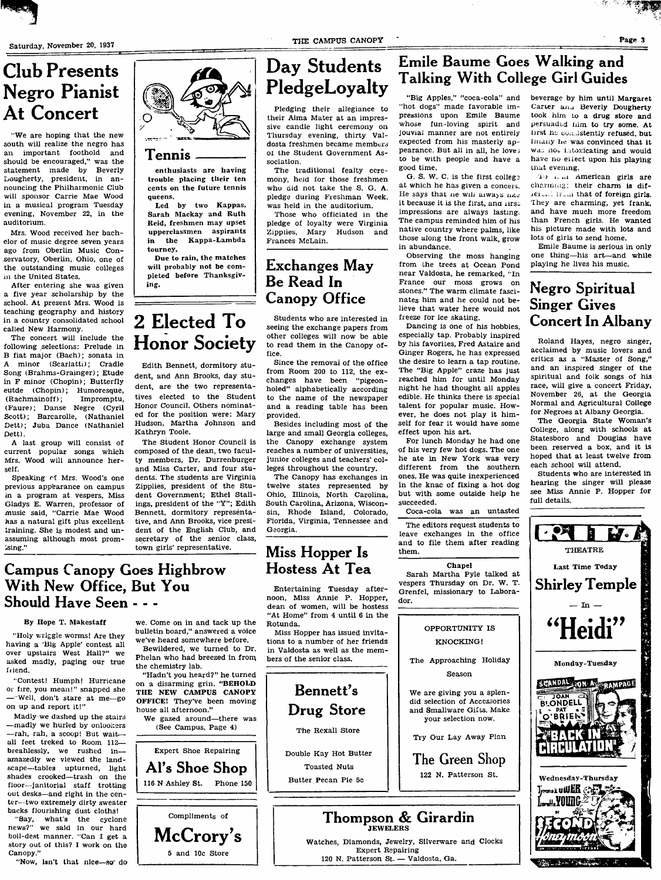# Club Presents Negro Pianist At Concert

"We are hoping that the new south will realize the negro has an important foothold and should be encouraged," was the statement made by Beverly Dougherty, president, in announcing the Philharmonic Club will sponsor Carrie Mae Wood in a musical program Tuesday evening, November 22, in the auditorium.

Mrs. Wood received her bachelor of music degree seven years ago from Oberlin Music Conservatory, Oberlin, Ohio, one of the outstanding music colleges in the United States.

After entering she was given a five year scholarship by the school. At present Mrs. Wood is teaching geography and history in a country consolidated school called New Harmony.

The concert will include the following selections: Prelude in B flat major (Bach); sonata in A minor (Scarlatti); Cradle Song (Brahms-Grainger); Etude in F minor (Chopin); Butterfly eutde (Chopin); Humoresque, (Rachmainoff); Impromptu, (Faure); Danse Negre (Cyril Scott); Barcarolle, (Nathaniel Dett); Juba Dance (Nathaniel Dett).

A last group will consist of current popular songs which Mrs. Wood will announce herself.

Speaking of Mrs. Wood's one previous appearance on campus in a program at vespers, Miss Gladys E. Warren, professor of music said, "Carrie Mae Wood has a natural gift plus excellent training. She is modest and unassuming although most promising."

## Tennis

**enthusiasts are having trouble placing their ten cents on the future tennis queens.**

**Led by two Kappas, Sarah Mackay and Ruth Reid, freshmen may upset upperclassmen aspirants in the Kappa-Lambda tourney.**

**Due to rain, the matches will probably not be completed before Thanksgiving.**

# 2 Elected To Honor Society

Edith Bennett, dormitory student, and Ann Brooks, day student, are the two representatives elected to the Student Honor Council. Others nominated for the position were: Mary Hudson, Martha Johnson and Kathryn Toole.

The Student Honor Council is composed of the dean, two faculty members, Dr. Durrenburger and Miss Carter, and four students. The students are Virginia Zipplies, president of the Student Government; Ethel Stallings, president of the "Y"; Edith Bennett, dormitory representative, and Ann Brooks, vice president of the English Club, and secretary of the senior class, town girls' representative.

# Day Students Pledge Loyalty

Pledging their allegiance to their Alma Mater at an impressive candle light ceremony on Thursday evening, thirty Valdosta freshmen became members of the Student Government Association.

The traditional fealty ceremony, held for those freshmen who did not take the S. G. A. pledge during Freshman Week, was held in the auditorium.

Those who officiated in the pledge of loyalty were Virginia Zipplies, Mary Hudson and Frances McLain.

# Exchanges May Be Read In Canopy Office

Students who are interested in seeing the exchange papers from other colleges will now be able to read them in the Canopy office.

Since the removal of the office from Room 200 to 112, the exchanges have been "pigeon-holed" alphabetically according to the name of the newspaper and a reading table has been provided.

Besides including most of the large and small Georgia colleges, the Canopy exchange system reaches a number of universities, junior colleges and teachers' colleges throughout the country.

The Canopy has exchanges in twelve states represented by Ohio, Illinois, North Carolina, South Carolina, Arizona, Wisconsin, Rhode Island, Colorado, Florida, Virginia, Tennessee and Georgia.

The editors request students to leave exchanges in the office and to file them after reading them.

# Emile Baume Goes Walking and Talking With College Girl Guides

"Big Apples," "coca-cola" and "hot dogs" made favorable impressions upon Emile Baume whose fun-loving spirit and jouvial manner are not entirely expected from his masterly appearance. But all in all, he loves to be with people and have a good time.

G. S. W. C. is the first college at which he has given a concert. He says that he will always like it because it is the first, and first impressions are always lasting. The campus reminded him of his native country where palms, like those along the front walk, grow in abundance.

Observing the moss hanging from the trees at Ocean Pond near Valdosta, he remarked, "In France our moss grows on stones." The warm climate fascinates him and he could not believe that water here would not freeze for ice skating.

Dancing is one of his hobbies, especially tap. Probably inspired by his favorites, Fred Astaire and Ginger Rogers, he has expressed the desire to learn a tap routine. The "Big Apple" craze has just reached him for until Monday night he had thought all apples edible. He thinks there is special talent for popular music. However, he does not play it himself for fear it would have some effect upon his art.

For lunch Monday he had one of his very few hot dogs. The one he ate in New York was very different from the southern ones. He was quite inexperienced in the knac of fixing a hot dog but with some outside help he succeeded.

Coca-cola was an untasted beverage by him until Margaret Carter and Beverly Dougherty took him to a drug store and persuaded him to try some. At first he consistently refused, but finally he was convinced that it was not intoxicating and would have no effect upon his playing that evening.

To him American girls are charming; their charm is different from that of foreign girls. They are charming, yet frank, and have much more freedom than French girls. He wanted his picture made with lots and lots of girls to send home.

Emile Baume is serious in only one thing—his art—and while playing he lives his music.

# Negro Spiritual Singer Gives Concert In Albany

Roland Hayes, negro singer, acclaimed by music lovers and critics as a "Master of Song," and an inspired singer of the spiritual and folk songs of his race, will give a concert Friday, November 26, at the Georgia Normal and Agricultural College for Negroes at Albany Georgia.

The Georgia State Woman's College, along with schools at Statesboro and Douglas have been reserved a box, and it is hoped that at least twelve from each school will attend.

Students who are interested in hearing the singer will please see Miss Annie P. Hopper for full details.

# Miss Hopper Is Hostess At Tea

Entertaining Tuesday afternoon, Miss Annie P. Hopper, dean of women, will be hostess "At Home" from 4 until 6 in the Rotunda.

Miss Hopper has issued invitations to a number of her friends in Valdosta as well as the members of the senior class.

### Chapel

Sarah Martha Pyle talked at vespers Thursday on Dr. W. T. Grenfel, missionary to Labrador.

# Campus Canopy Goes Highbrow With New Office, But You Should Have Seen - - -

**By Hope T. Makestaff**

"Holy wriggle worms! Are they having a 'Big Apple' contest all over upstairs West Hall?" we asked madly, paging our true friend.

"Contest! Humph! Hurricane or fire, you mean!" snapped she —"Well, don't stare at me—go on up and report it!"

Madly we dashed up the stairs —madly we hurled by onlookers —rah, rah, a scoop! But wait— all feet treked to Room 112— breahlessly, we rushed in— amazedly we viewed the landscape—tables upturned, light shades crooked—trash on the floor—janitorial staff trotting out desks—and right in the center—two extremely dirty sweater backs flourishing dust cloths!

"Say, what's the cyclone news?" we said in our hard boil-dest manner. "Can I get a story out of this? I work on the Canopy."

"Now, isn't that nice—so do we. Come on in and tack up the bulletin board," answered a voice we've heard somewhere before.

Bewildered, we turned to Dr. Phelan who had breezed in from the chemistry lab.

"Hadn't you heard?" he turned on a disarming grin. **"BEHOLD THE NEW CAMPUS CANOPY OFFICE!** They've been moving house all afternoon."

We gazed around—there was (See Campus, Page 4)

---

Expert Shoe Repairing

**Al's Shoe Shop**

116 N Ashley St. Phone 150

---

Compliments of

**McCrory's**

5 and 10c Store

---

**Bennett's Drug Store**

The Rexall Store

Double Kay Hot Butter Toasted Nuts

Butter Pecan Pie 5c

---

OPPORTUNITY IS KNOCKING!

The Approaching Holiday Season

We are giving you a splendid selection of Accessories and Smallware Gifts. Make your selection now.

Try Our Lay Away Plan

**The Green Shop**

122 N. Patterson St.

---

**Thompson & Girardin**
**JEWELERS**

Watches, Diamonds, Jewelry, Silverware and Clocks
Expert Repairing
120 N. Patterson St. — Valdosta, Ga.

---

RITZ THEATRE

Last Time Today

**Shirley Temple**

— In —

**"Heidi"**

Monday-Tuesday

SCANDAL ON A RAMPAGE — JOAN BLONDELL, PAT O'BRIEN — "BACK IN CIRCULATION"

Wednesday-Thursday

Tyrone Power, Loretta Young in "Second Honeymoon"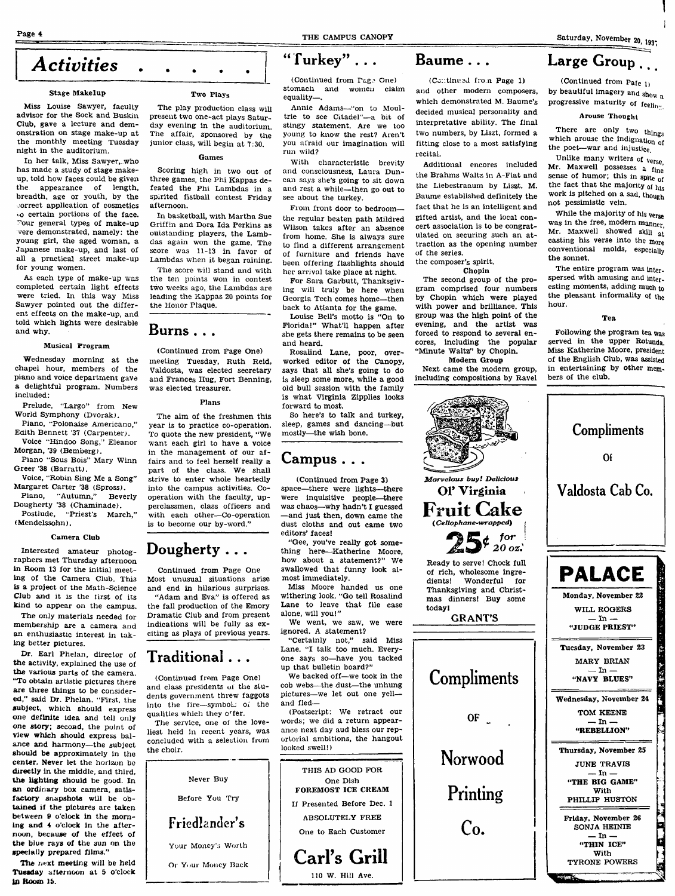# Activities

### Stage Makeup

Miss Louise Sawyer, faculty advisor for the Sock and Buskin Club, gave a lecture and demonstration on stage make-up at the monthly meeting Tuesday night in the auditorium.

In her talk, Miss Sawyer, who has made a study of stage make-up, told how faces could be given the appearance of length, breadth, age or youth, by the correct application of cosmetics to certain portions of the face. Four general types of make-up were demonstrated, namely: the young girl, the aged woman, a Japanese make-up, and last of all a practical street make-up for young women.

As each type of make-up was completed certain light effects were tried. In this way Miss Sawyer pointed out the different effects on the make-up, and told which lights were desirable and why.

### Musical Program

Wednesday morning at the chapel hour, members of the piano and voice department gave a delightful program. Numbers included:

Prelude, "Largo" from New World Symphony (Dvorak).

Piano, "Polonaise Americano," Edith Bennett '37 (Carpenter).

Voice "Hindoo Song," Eleanor Morgan, '39 (Bemberg).

Piano "Sous Bois" Mary Winn Greer '38 (Barratt).

Voice, "Robin Sing Me a Song" Margaret Carter '38 (Spross).

Piano, "Autumn," Beverly Dougherty '38 (Chaminade).

Postlude, "Priest's March," (Mendelssohn).

### Camera Club

Interested amateur photographers met Thursday afternoon in Room 13 for the initial meeting of the Camera Club. This is a project of the Math-Science Club and it is the first of its kind to appear on the campus.

The only materials needed for membership are a camera and an enthusiastic interest in taking better pictures.

Dr. Earl Phelan, director of the activity, explained the use of the various parts of the camera. "To obtain artistic pictures there are three things to be considered," said Dr. Phelan. "First, the subject, which should express one definite idea and tell only one story; second, the point of view which should express balance and harmony—the subject should be approximately in the center. Never let the horizon be directly in the middle, and third, the lighting should be good. In an ordinary box camera, satisfactory snapshots will be obtained if the pictures are taken between 9 o'clock in the morning and 4 o'clock in the afternoon, because of the effect of the blue rays of the sun on the specially prepared films."

The next meeting will be held Tuesday afternoon at 5 o'clock in Room 15.

### Two Plays

The play production class will present two one-act plays Saturday evening in the auditorium. The affair, sponsored by the junior class, will begin at 7:30.

### Games

Scoring high in two out of three games, the Phi Kappas defeated the Phi Lambdas in a spirited fistball contest Friday afternoon.

In basketball, with Martha Sue Griffin and Dora Ida Perkins as outstanding players, the Lambdas again won the game. The score was 11-13 in favor of Lambdas when it began raining.

The score will stand and with the ten points won in contest two weeks ago, the Lambdas are leading the Kappas 20 points for the Honor Plaque.

## Burns . . .

(Continued from Page One)

meeting Tuesday, Ruth Reid, Valdosta, was elected secretary and Frances Hug, Fort Benning, was elected treasurer.

### Plans

The aim of the freshmen this year is to practice co-operation. To quote the new president, "We want each girl to have a voice in the management of our affairs and to feel herself really a part of the class. We shall strive to enter whole heartedly into the campus activities. Co-operation with the faculty, upperclassmen, class officers and with each other—Co-operation is to become our by-word."

## Dougherty . . .

Continued from Page One

Most unusual situations arise and end in hilarious surprises.

"Adam and Eva" is offered as the fall production of the Emory Dramatic Club and from present indications will be fully as exciting as plays of previous years.

## Traditional . . .

(Continued from Page One)

and class presidents of the students government threw faggots into the fire—symbols of the qualities which they offer.

The service, one of the loveliest held in recent years, was concluded with a selection from the choir.

Never Buy

Before You Try

**Friedlander's**

Your Money's Worth

Or Your Money Back

## "Turkey" . . .

(Continued from Page One)

stomach and women claim equality—.

Annie Adams—"on to Moultrie to see Citadel"—a bit of stingy statement. Are we too young to know the rest? Aren't you afraid our imagination will run wild?

With characteristic brevity and consciousness, Laura Duncan says she's going to sit down and rest a while—then go out to see about the turkey.

From front door to bedroom—the regular beaten path Mildred Wilson takes after an absence from home. She is always sure to find a different arrangement of furniture and friends have been offering flashlights should her arrival take place at night.

For Sara Garbutt, Thanksgiving will truly be here when Georgia Tech comes home—then back to Atlanta for the game.

Louise Bell's motto is "On to Florida!" What'll happen after she gets there remains to be seen and heard.

Rosalind Lane, poor, overworked editor of the Canopy, says that all she's going to do is sleep some more, while a good old bull session with the family is what Virginia Zipplies looks forward to most.

So here's to talk and turkey, sleep, games and dancing—but mostly—the wish bone.

## Campus . . .

(Continued from Page 3)

space—there were lights—there were inquisitive people—there was chaos—why hadn't I guessed—and just then, down came the dust cloths and out came two editors' faces!

"Gee, you've really got something here—Katherine Moore, how about a statement?" We swallowed that funny look almost immediately.

Miss Moore handed us one withering look. "Go tell Rosalind Lane to leave that file case alone, will you!"

We went, we saw, we were ignored. A statement?

"Certainly not," said Miss Lane. "I talk too much. Everyone says so—have you tacked up that bulletin board?"

We backed off—we took in the cob webs—the dust—the unhung pictures—we let out one yell—and fled—

(Postscript: We retract our words; we did a return appearance next day and bless our reportorial ambitions, the hangout looked swell!)

THIS AD GOOD FOR

One Dish

FOREMOST ICE CREAM

If Presented Before Dec. 1

ABSOLUTELY FREE

One to Each Customer

**Carl's Grill**

110 W. Hill Ave.

## Baume . . .

(Continued from Page 1)

and other modern composers, which demonstrated M. Baume's decided musical personality and interpretative ability. The final two numbers, by Liszt, formed a fitting close to a most satisfying recital.

Additional encores included the Brahms Waltz in A-Flat and the Liebestraaum by Liszt. M. Baume established definitely the fact that he is an intelligent and gifted artist, and the local concert association is to be congratulated on securing such an attraction as the opening number of the series.

the composer's spirit.

### Chopin

The second group of the program comprised four numbers by Chopin which were played with power and brilliance. This group was the high point of the evening, and the artist was forced to respond to several encores, including the popular "Minute Waltz" by Chopin.

### Modern Group

Next came the modern group, including compositions by Ravel

*Marvelous buy! Delicious*

**Ol' Virginia Fruit Cake**

*(Cellophane-wrapped)*

**25¢** *for 20 oz.*

Ready to serve! Chock full of rich, wholesome ingredients! Wonderful for Thanksgiving and Christmas dinners! Buy some today!

GRANT'S

Compliments

OF

Norwood Printing Co.

## Large Group . . .

(Continued from Page 1)

by beautiful imagery and show a progressive maturity of feeling.

### Arouse Thought

There are only two things which arouse the indignation of the poet—war and injustice.

Unlike many writers of verse, Mr. Maxwell possesses a fine sense of humor; this in spite of the fact that the majority of his work is pitched on a sad, though not pessimistic vein.

While the majority of his verse was in the free, modern manner, Mr. Maxwell showed skill at casting his verse into the more conventional molds, especially the sonnet.

The entire program was interspersed with amusing and interesting moments, adding much to the pleasant informality of the hour.

### Tea

Following the program tea was served in the upper Rotunda. Miss Katherine Moore, president of the English Club, was assisted in entertaining by other members of the club.

Compliments

Of

Valdosta Cab Co.

**PALACE**

Monday, November 22
WILL ROGERS
— In —
"JUDGE PRIEST"

Tuesday, November 23
MARY BRIAN
— In —
"NAVY BLUES"

Wednesday, November 24
TOM KEENE
— In —
"REBELLION"

Thursday, November 25
JUNE TRAVIS
— In —
"THE BIG GAME"
With
PHILLIP HUSTON

Friday, November 26
SONJA HEINIE
— In —
"THIN ICE"
With
TYRONE POWERS